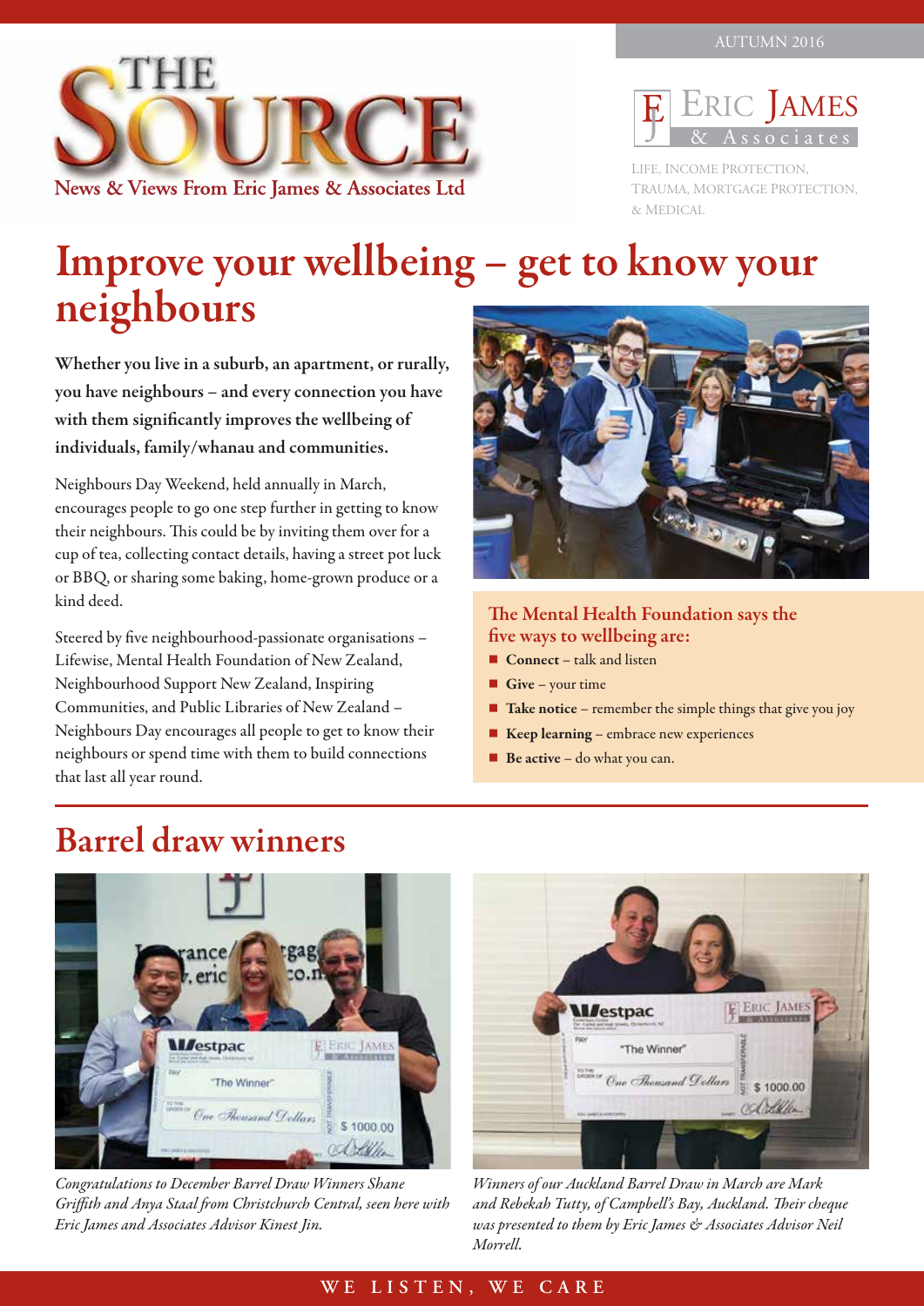AUTUMN 2016

# THE SOURCE

News & Views From Eric James & Associates Ltd

ERIC JAMES & Associates

LIFE, INCOME PROTECTION, TRAUMA, MORTGAGE PROTECTION, & MEDICAL

# Improve your wellbeing – get to know your neighbours

**Whether you live in a suburb, an apartment, or rurally, you have neighbours – and every connection you have with them significantly improves the wellbeing of individuals, family/whanau and communities.**

Neighbours Day Weekend, held annually in March, encourages people to go one step further in getting to know their neighbours. This could be by inviting them over for a cup of tea, collecting contact details, having a street pot luck or BBQ, or sharing some baking, home-grown produce or a kind deed.

Steered by five neighbourhood-passionate organisations – Lifewise, Mental Health Foundation of New Zealand, Neighbourhood Support New Zealand, Inspiring Communities, and Public Libraries of New Zealand – Neighbours Day encourages all people to get to know their neighbours or spend time with them to build connections that last all year round.

### The Mental Health Foundation says the five ways to wellbeing are:

- **Connect** – talk and listen
- **Give** – your time
- **Take notice** – remember the simple things that give you joy
- **Keep learning** – embrace new experiences
- **Be active** – do what you can.

# Barrel draw winners

*Congratulations to December Barrel Draw Winners Shane Griffith and Anya Staal from Christchurch Central, seen here with Eric James and Associates Advisor Kinest Jin.*

*Winners of our Auckland Barrel Draw in March are Mark and Rebekah Tutty, of Campbell's Bay, Auckland. Their cheque was presented to them by Eric James & Associates Advisor Neil Morrell.*

WE LISTEN, WE CARE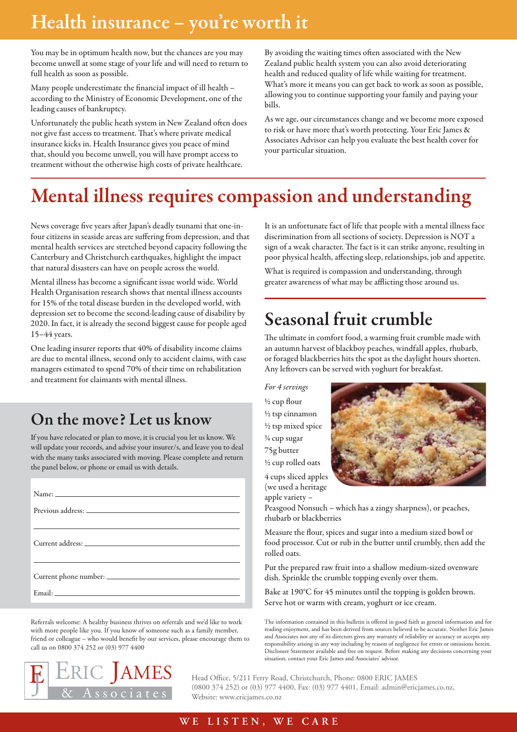# Health insurance – you're worth it

You may be in optimum health now, but the chances are you may become unwell at some stage of your life and will need to return to full health as soon as possible.

Many people underestimate the financial impact of ill health – according to the Ministry of Economic Development, one of the leading causes of bankruptcy.

Unfortunately the public heath system in New Zealand often does not give fast access to treatment. That's where private medical insurance kicks in. Health Insurance gives you peace of mind that, should you become unwell, you will have prompt access to treatment without the otherwise high costs of private healthcare.

By avoiding the waiting times often associated with the New Zealand public health system you can also avoid deteriorating health and reduced quality of life while waiting for treatment. What's more it means you can get back to work as soon as possible, allowing you to continue supporting your family and paying your bills.

As we age, our circumstances change and we become more exposed to risk or have more that's worth protecting. Your Eric James & Associates Advisor can help you evaluate the best health cover for your particular situation.

# Mental illness requires compassion and understanding

News coverage five years after Japan's deadly tsunami that one-in-four citizens in seaside areas are suffering from depression, and that mental health services are stretched beyond capacity following the Canterbury and Christchurch earthquakes, highlight the impact that natural disasters can have on people across the world.

Mental illness has become a significant issue world wide. World Health Organisation research shows that mental illness accounts for 15% of the total disease burden in the developed world, with depression set to become the second-leading cause of disability by 2020. In fact, it is already the second biggest cause for people aged 15–44 years.

One leading insurer reports that 40% of disability income claims are due to mental illness, second only to accident claims, with case managers estimated to spend 70% of their time on rehabilitation and treatment for claimants with mental illness.

It is an unfortunate fact of life that people with a mental illness face discrimination from all sections of society. Depression is NOT a sign of a weak character. The fact is it can strike anyone, resulting in poor physical health, affecting sleep, relationships, job and appetite.

What is required is compassion and understanding, through greater awareness of what may be afflicting those around us.

## On the move? Let us know

If you have relocated or plan to move, it is crucial you let us know. We will update your records, and advise your insurer/s, and leave you to deal with the many tasks associated with moving. Please complete and return the panel below, or phone or email us with details.

Name: ______________________

Previous address: ______________________

______________________

Current address: ______________________

______________________

Current phone number: ______________________

Email: ______________________

Referrals welcome: A healthy business thrives on referrals and we'd like to work with more people like you. If you know of someone such as a family member, friend or colleague – who would benefit by our services, please encourage them to call us on 0800 374 252 or (03) 977 4400

# Seasonal fruit crumble

The ultimate in comfort food, a warming fruit crumble made with an autumn harvest of blackboy peaches, windfall apples, rhubarb, or foraged blackberries hits the spot as the daylight hours shorten. Any leftovers can be served with yoghurt for breakfast.

*For 4 servings*

½ cup flour
½ tsp cinnamon
½ tsp mixed spice
¾ cup sugar
75g butter
½ cup rolled oats
4 cups sliced apples (we used a heritage apple variety – Peasgood Nonsuch – which has a zingy sharpness), or peaches, rhubarb or blackberries

Measure the flour, spices and sugar into a medium sized bowl or food processor. Cut or rub in the butter until crumbly, then add the rolled oats.

Put the prepared raw fruit into a shallow medium-sized ovenware dish. Sprinkle the crumble topping evenly over them.

Bake at 190°C for 45 minutes until the topping is golden brown. Serve hot or warm with cream, yoghurt or ice cream.

The information contained in this bulletin is offered in good faith as general information and for reading enjoyment, and has been derived from sources believed to be accurate. Neither Eric James and Associates nor any of its directors gives any warranty of reliability or accuracy or accepts any responsibility arising in any way including by reason of negligence for errors or omissions herein. Disclosure Statement available and free on request. Before making any decisions concerning your situation, contact your Eric James and Associates' advisor.

Eric James & Associates

Head Office, 5/211 Ferry Road, Christchurch, Phone: 0800 ERIC JAMES (0800 374 252) or (03) 977 4400, Fax: (03) 977 4401, Email: admin@ericjames.co.nz, Website: www.ericjames.co.nz

**WE LISTEN, WE CARE**